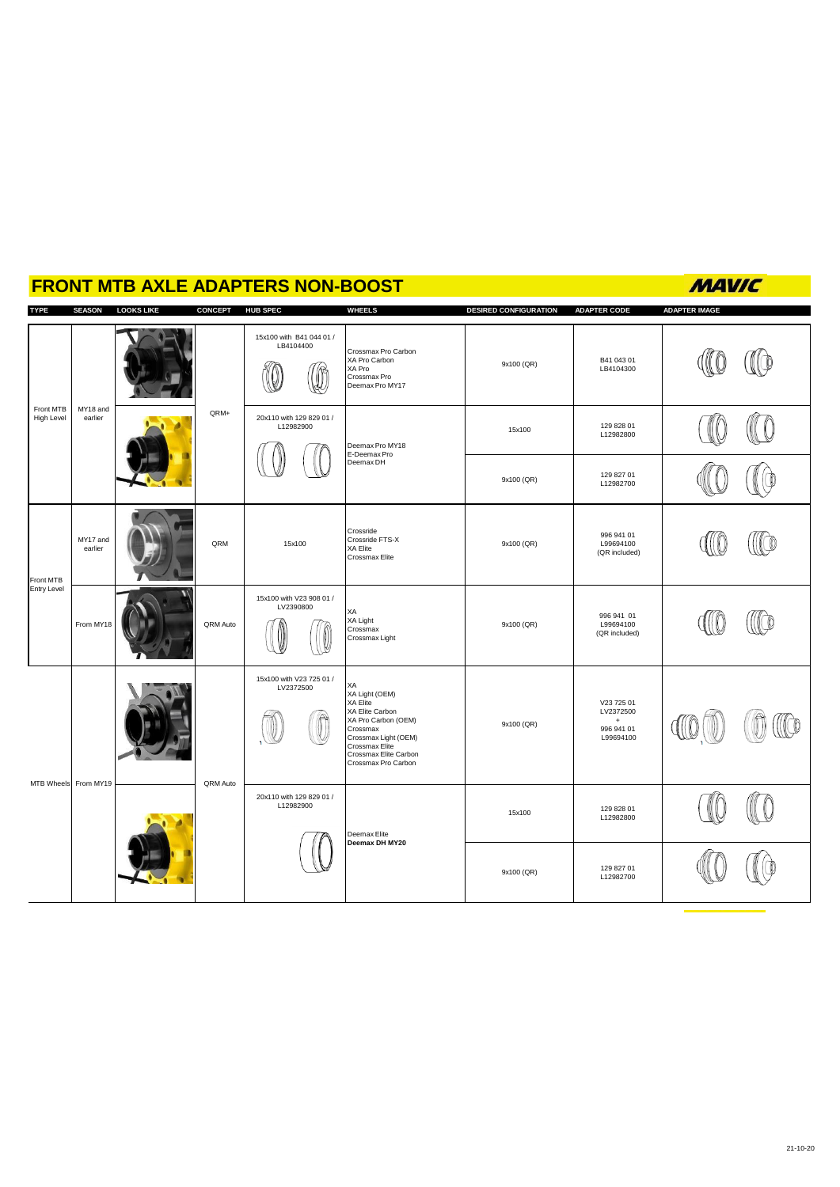# FRONT MTB AXLE ADAPTERS NON-BOOST

MAVIC

| TYPE | SEASON | LOOKS LIKE | CONCEPT | HUB SPEC | WHEELS | DESIRED CONFIGURATION | ADAPTER CODE | ADAPTER IMAGE |
|---|---|---|---|---|---|---|---|---|
| Front MTB High Level | MY18 and earlier | | QRM+ | 15x100 with B41 044 01 / LB4104400 | Crossmax Pro Carbon<br>XA Pro Carbon<br>XA Pro<br>Crossmax Pro<br>Deemax Pro MY17 | 9x100 (QR) | B41 043 01<br>LB4104300 | |
| | | | | 20x110 with 129 829 01 / L12982900 | Deemax Pro MY18<br>E-Deemax Pro<br>Deemax DH | 15x100 | 129 828 01<br>L12982800 | |
| | | | | | | 9x100 (QR) | 129 827 01<br>L12982700 | |
| Front MTB Entry Level | MY17 and earlier | | QRM | 15x100 | Crossride<br>Crossride FTS-X<br>XA Elite<br>Crossmax Elite | 9x100 (QR) | 996 941 01<br>L99694100<br>(QR included) | |
| | From MY18 | | QRM Auto | 15x100 with V23 908 01 / LV2390800 | XA<br>XA Light<br>Crossmax<br>Crossmax Light | 9x100 (QR) | 996 941 01<br>L99694100<br>(QR included) | |
| MTB Wheels | From MY19 | | QRM Auto | 15x100 with V23 725 01 / LV2372500 | XA<br>XA Light (OEM)<br>XA Elite<br>XA Elite Carbon<br>XA Pro Carbon (OEM)<br>Crossmax<br>Crossmax Light (OEM)<br>Crossmax Elite<br>Crossmax Elite Carbon<br>Crossmax Pro Carbon | 9x100 (QR) | V23 725 01<br>LV2372500<br>+<br>996 941 01<br>L99694100 | |
| | | | | 20x110 with 129 829 01 / L12982900 | Deemax Elite<br>**Deemax DH MY20** | 15x100 | 129 828 01<br>L12982800 | |
| | | | | | | 9x100 (QR) | 129 827 01<br>L12982700 | |

21-10-20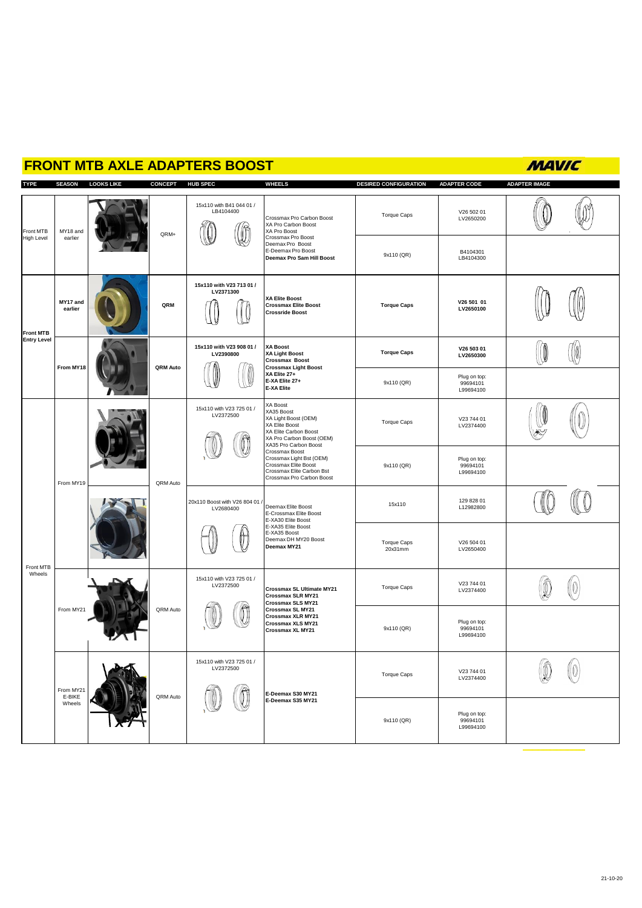# FRONT MTB AXLE ADAPTERS BOOST

MAVIC

| TYPE | SEASON | LOOKS LIKE | CONCEPT | HUB SPEC | WHEELS | DESIRED CONFIGURATION | ADAPTER CODE | ADAPTER IMAGE |
|---|---|---|---|---|---|---|---|---|
| Front MTB High Level | MY18 and earlier | | QRM+ | 15x110 with B41 044 01 / LB4104400 | Crossmax Pro Carbon Boost<br>XA Pro Carbon Boost<br>XA Pro Boost<br>Crossmax Pro Boost<br>Deemax Pro Boost<br>E-Deemax Pro Boost<br>**Deemax Pro Sam Hill Boost** | Torque Caps | V26 502 01<br>LV2650200 | |
| | | | | | | 9x110 (QR) | B4104301<br>LB4104300 | |
| **Front MTB Entry Level** | **MY17 and earlier** | | **QRM** | **15x110 with V23 713 01 / LV2371300** | **XA Elite Boost<br>Crossmax Elite Boost<br>Crossride Boost** | **Torque Caps** | **V26 501 01<br>LV2650100** | |
| | **From MY18** | | **QRM Auto** | **15x110 with V23 908 01 / LV2390800** | **XA Boost<br>XA Light Boost<br>Crossmax Boost<br>Crossmax Light Boost<br>XA Elite 27+<br>E-XA Elite 27+<br>E-XA Elite** | **Torque Caps** | **V26 503 01<br>LV2650300** | |
| | | | | | | 9x110 (QR) | Plug on top:<br>99694101<br>L99694100 | |
| Front MTB Wheels | From MY19 | | QRM Auto | 15x110 with V23 725 01 / LV2372500 | XA Boost<br>XA35 Boost<br>XA Light Boost (OEM)<br>XA Elite Boost<br>XA Elite Carbon Boost<br>XA Pro Carbon Boost (OEM)<br>XA35 Pro Carbon Boost<br>Crossmax Boost<br>Crossmax Light Bst (OEM)<br>Crossmax Elite Boost<br>Crossmax Elite Carbon Bst<br>Crossmax Pro Carbon Boost | Torque Caps | V23 744 01<br>LV2374400 | |
| | | | | | | 9x110 (QR) | Plug on top:<br>99694101<br>L99694100 | |
| | | | | 20x110 Boost with V26 804 01 / LV2680400 | Deemax Elite Boost<br>E-Crossmax Elite Boost<br>E-XA30 Elite Boost<br>E-XA35 Elite Boost<br>E-XA35 Boost<br>Deemax DH MY20 Boost<br>**Deemax MY21** | 15x110 | 129 828 01<br>L12982800 | |
| | | | | | | Torque Caps 20x31mm | V26 504 01<br>LV2650400 | |
| | From MY21 | | QRM Auto | 15x110 with V23 725 01 / LV2372500 | **Crossmax SL Ultimate MY21<br>Crossmax SLR MY21<br>Crossmax SLS MY21<br>Crossmax SL MY21<br>Crossmax XLR MY21<br>Crossmax XLS MY21<br>Crossmax XL MY21** | Torque Caps | V23 744 01<br>LV2374400 | |
| | | | | | | 9x110 (QR) | Plug on top:<br>99694101<br>L99694100 | |
| | From MY21 E-BIKE Wheels | | QRM Auto | 15x110 with V23 725 01 / LV2372500 | **E-Deemax S30 MY21<br>E-Deemax S35 MY21** | Torque Caps | V23 744 01<br>LV2374400 | |
| | | | | | | 9x110 (QR) | Plug on top:<br>99694101<br>L99694100 | |

21-10-20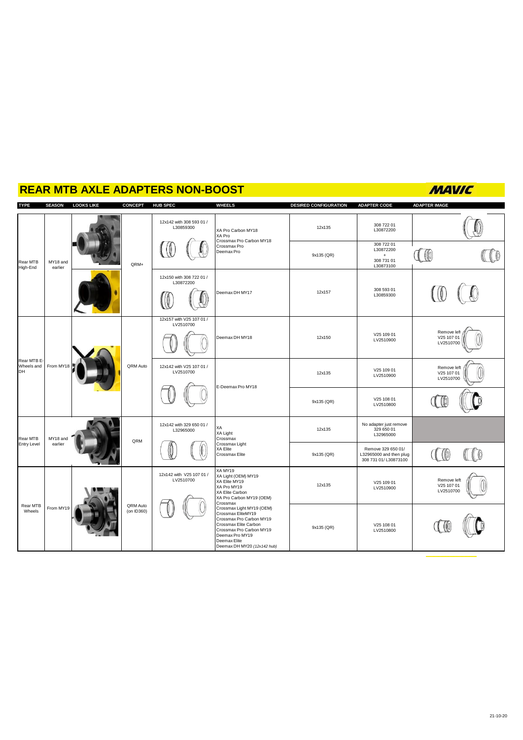# REAR MTB AXLE ADAPTERS NON-BOOST

MAVIC

| TYPE | SEASON | LOOKS LIKE | CONCEPT | HUB SPEC | WHEELS | DESIRED CONFIGURATION | ADAPTER CODE | ADAPTER IMAGE |
|---|---|---|---|---|---|---|---|---|
| Rear MTB High-End | MY18 and earlier | | QRM+ | 12x142 with 308 593 01 / L30859300 | XA Pro Carbon MY18<br>XA Pro<br>Crossmax Pro Carbon MY18<br>Crossmax Pro<br>Deemax Pro | 12x135 | 308 722 01<br>L30872200 | |
| | | | | | | 9x135 (QR) | 308 722 01<br>L30872200<br>+<br>308 731 01<br>L30873100 | |
| | | | | 12x150 with 308 722 01 / L30872200 | Deemax DH MY17 | 12x157 | 308 593 01<br>L30859300 | |
| Rear MTB E-Wheels and DH | From MY18 | | QRM Auto | 12x157 with V25 107 01 / LV2510700 | Deemax DH MY18 | 12x150 | V25 109 01<br>LV2510900 | Remove left V25 107 01 LV2510700 |
| | | | | 12x142 with V25 107 01 / LV2510700 | E-Deemax Pro MY18 | 12x135 | V25 109 01<br>LV2510900 | Remove left V25 107 01 LV2510700 |
| | | | | | | 9x135 (QR) | V25 108 01<br>LV2510800 | |
| Rear MTB Entry Level | MY18 and earlier | | QRM | 12x142 with 329 650 01 / L32965000 | XA<br>XA Light<br>Crossmax<br>Crossmax Light<br>XA Elite<br>Crossmax Elite | 12x135 | No adapter just remove 329 650 01 L32965000 | |
| | | | | | | 9x135 (QR) | Remove 329 650 01/ L32965000 and then plug 308 731 01/ L30873100 | |
| Rear MTB Wheels | From MY19 | | QRM Auto (on ID360) | 12x142 with V25 107 01 / LV2510700 | XA MY19<br>XA Light (OEM) MY19<br>XA Elite MY19<br>XA Pro MY19<br>XA Elite Carbon<br>XA Pro Carbon MY19 (OEM)<br>Crossmax<br>Crossmax Light MY19 (OEM)<br>Crossmax EliteMY19<br>Crossmax Pro Carbon MY19<br>Crossmax Elite Carbon<br>Crossmax Pro Carbon MY19<br>Deemax Pro MY19<br>Deemax Elite<br>Deemax DH MY20 *(12x142 hub)* | 12x135 | V25 109 01<br>LV2510900 | Remove left V25 107 01 LV2510700 |
| | | | | | | 9x135 (QR) | V25 108 01<br>LV2510800 | |

21-10-20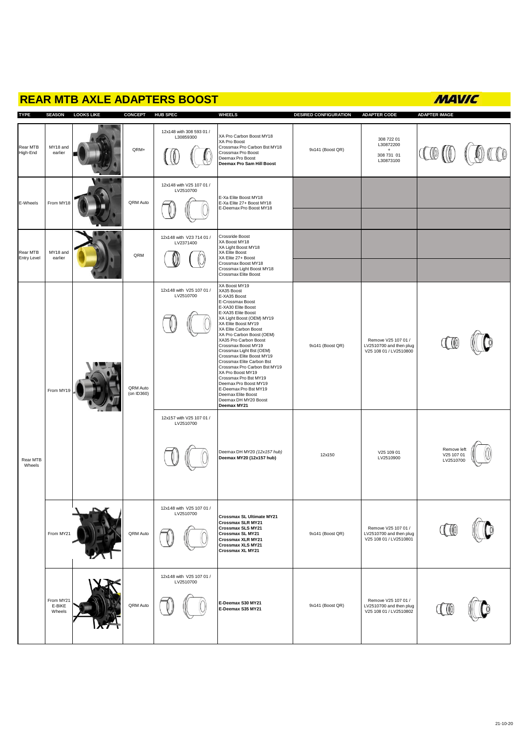# REAR MTB AXLE ADAPTERS BOOST

MAVIC

| TYPE | SEASON | LOOKS LIKE | CONCEPT | HUB SPEC | WHEELS | DESIRED CONFIGURATION | ADAPTER CODE | ADAPTER IMAGE |
|---|---|---|---|---|---|---|---|---|
| Rear MTB High-End | MY18 and earlier | | QRM+ | 12x148 with 308 593 01 / L30859300 | XA Pro Carbon Boost MY18<br>XA Pro Boost<br>Crossmax Pro Carbon Bst MY18<br>Crossmax Pro Boost<br>Deemax Pro Boost<br>**Deemax Pro Sam Hill Boost** | 9x141 (Boost QR) | 308 722 01<br>L30872200<br>+<br>308 731 01<br>L30873100 | |
| E-Wheels | From MY18 | | QRM Auto | 12x148 with V25 107 01 / LV2510700 | E-Xa Elite Boost MY18<br>E-Xa Elite 27+ Boost MY18<br>E-Deemax Pro Boost MY18 | | | |
| Rear MTB Entry Level | MY18 and earlier | | QRM | 12x148 with V23 714 01 / LV2371400 | Crossride Boost<br>XA Boost MY18<br>XA Light Boost MY18<br>XA Elite Boost<br>XA Elite 27+ Boost<br>Crossmax Boost MY18<br>Crossmax Light Boost MY18<br>Crossmax Elite Boost | | | |
| Rear MTB Wheels | From MY19 | | QRM Auto (on ID360) | 12x148 with V25 107 01 / LV2510700 | XA Boost MY19<br>XA35 Boost<br>E-XA35 Boost<br>E-Crossmax Boost<br>E-XA30 Elite Boost<br>E-XA35 Elite Boost<br>XA Light Boost (OEM) MY19<br>XA Elite Boost MY19<br>XA Elite Carbon Boost<br>XA Pro Carbon Boost (OEM)<br>XA35 Pro Carbon Boost<br>Crossmax Boost MY19<br>Crossmax Light Bst (OEM)<br>Crossmax Elite Boost MY19<br>Crossmax Elite Carbon Bst<br>Crossmax Pro Carbon Bst MY19<br>XA Pro Boost MY19<br>Crossmax Pro Bst MY19<br>Deemax Pro Boost MY19<br>E-Deemax Pro Bst MY19<br>Deemax Elite Boost<br>Deemax DH MY20 Boost<br>**Deemax MY21** | 9x141 (Boost QR) | Remove V25 107 01 / LV2510700 and then plug V25 108 01 / LV2510800 | |
| | | | | 12x157 with V25 107 01 / LV2510700 | Deemax DH MY20 *(12x157 hub)*<br>**Deemax MY20 (12x157 hub)** | 12x150 | V25 109 01<br>LV2510900 | Remove left V25 107 01 LV2510700 |
| | From MY21 | | QRM Auto | 12x148 with V25 107 01 / LV2510700 | **Crossmax SL Ultimate MY21**<br>**Crossmax SLR MY21**<br>**Crossmax SLS MY21**<br>**Crossmax SL MY21**<br>**Crossmax XLR MY21**<br>**Crossmax XLS MY21**<br>**Crossmax XL MY21** | 9x141 (Boost QR) | Remove V25 107 01 / LV2510700 and then plug V25 108 01 / LV2510801 | |
| | From MY21 E-BIKE Wheels | | QRM Auto | 12x148 with V25 107 01 / LV2510700 | **E-Deemax S30 MY21**<br>**E-Deemax S35 MY21** | 9x141 (Boost QR) | Remove V25 107 01 / LV2510700 and then plug V25 108 01 / LV2510802 | |

21-10-20